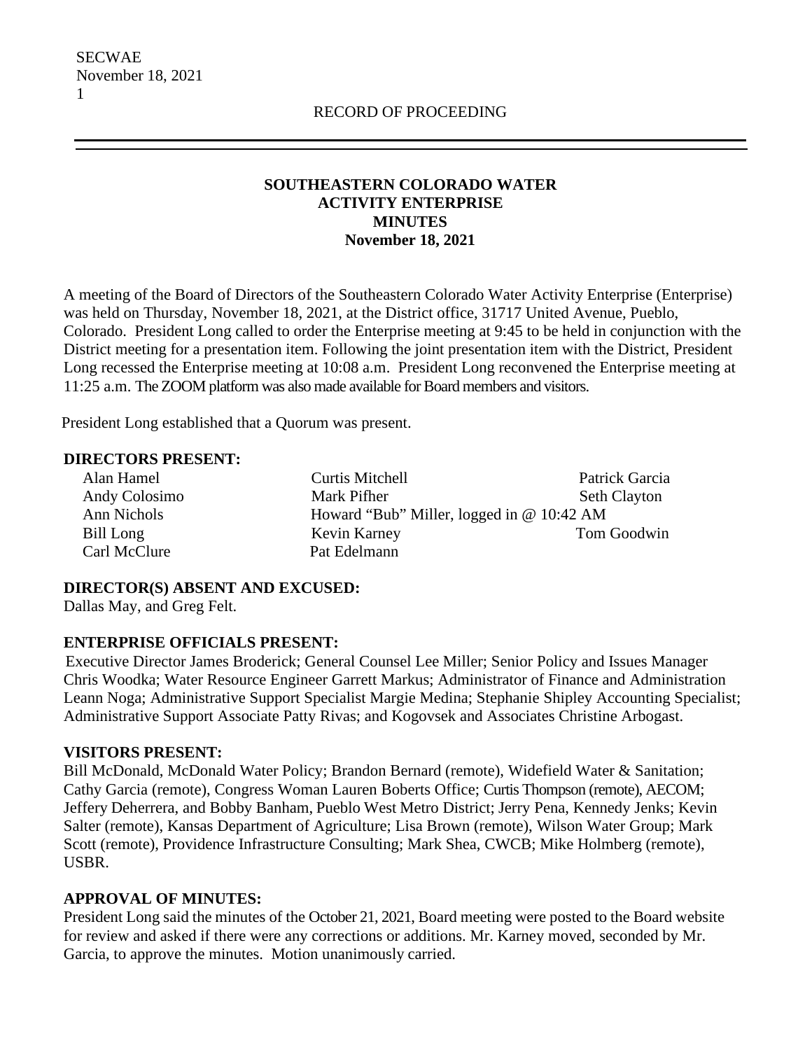RECORD OF PROCEEDING

# SOUTHEASTERN COLORADO WATER ACTIVITY ENTERPRISE MINUTES November 18, 2021

A meeting of the Board of Directors of the Southeastern Colorado Water Activity Enterprise (Enterprise) was held on Thursday, November 18, 2021, at the District office, 31717 United Avenue, Pueblo, Colorado. President Long called to order the Enterprise meeting at 9:45 to be held in conjunction with the District meeting for a presentation item. Following the joint presentation item with the District, President Long recessed the Enterprise meeting at 10:08 a.m. President Long reconvened the Enterprise meeting at 11:25 a.m. The ZOOM platform was also made available for Board members and visitors.

President Long established that a Quorum was present.

**DIRECTORS PRESENT:**

| | | |
|---|---|---|
| Alan Hamel | Curtis Mitchell | Patrick Garcia |
| Andy Colosimo | Mark Pifher | Seth Clayton |
| Ann Nichols | Howard "Bub" Miller, logged in @ 10:42 AM | |
| Bill Long | Kevin Karney | Tom Goodwin |
| Carl McClure | Pat Edelmann | |

**DIRECTOR(S) ABSENT AND EXCUSED:**
Dallas May, and Greg Felt.

**ENTERPRISE OFFICIALS PRESENT:**
Executive Director James Broderick; General Counsel Lee Miller; Senior Policy and Issues Manager Chris Woodka; Water Resource Engineer Garrett Markus; Administrator of Finance and Administration Leann Noga; Administrative Support Specialist Margie Medina; Stephanie Shipley Accounting Specialist; Administrative Support Associate Patty Rivas; and Kogovsek and Associates Christine Arbogast.

**VISITORS PRESENT:**
Bill McDonald, McDonald Water Policy; Brandon Bernard (remote), Widefield Water & Sanitation; Cathy Garcia (remote), Congress Woman Lauren Boberts Office; Curtis Thompson (remote), AECOM; Jeffery Deherrera, and Bobby Banham, Pueblo West Metro District; Jerry Pena, Kennedy Jenks; Kevin Salter (remote), Kansas Department of Agriculture; Lisa Brown (remote), Wilson Water Group; Mark Scott (remote), Providence Infrastructure Consulting; Mark Shea, CWCB; Mike Holmberg (remote), USBR.

**APPROVAL OF MINUTES:**
President Long said the minutes of the October 21, 2021, Board meeting were posted to the Board website for review and asked if there were any corrections or additions. Mr. Karney moved, seconded by Mr. Garcia, to approve the minutes. Motion unanimously carried.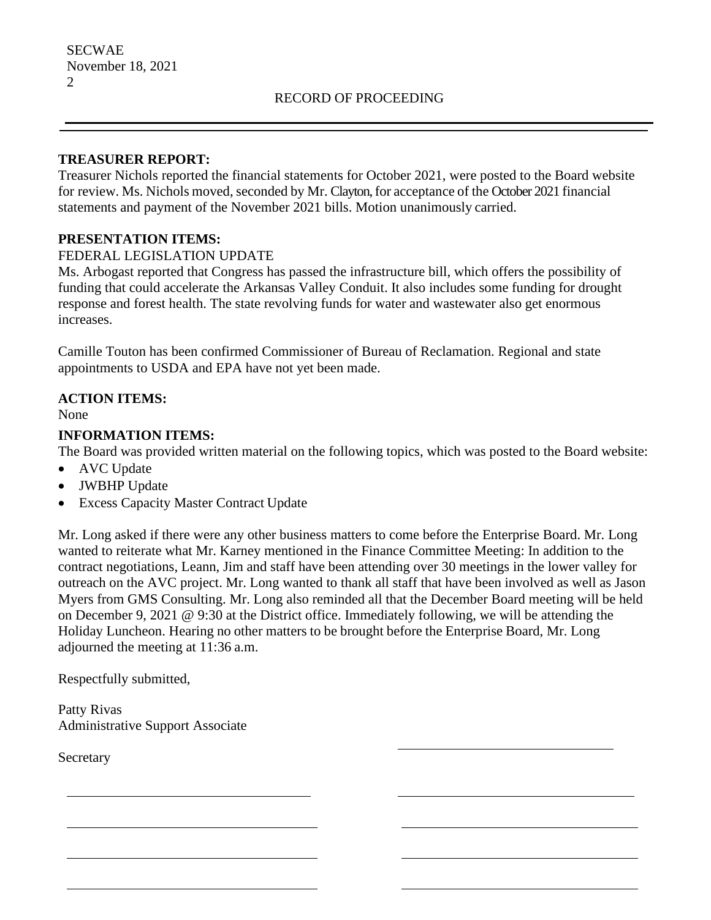**TREASURER REPORT:**

Treasurer Nichols reported the financial statements for October 2021, were posted to the Board website for review. Ms. Nichols moved, seconded by Mr. Clayton, for acceptance of the October 2021 financial statements and payment of the November 2021 bills. Motion unanimously carried.

**PRESENTATION ITEMS:**

FEDERAL LEGISLATION UPDATE

Ms. Arbogast reported that Congress has passed the infrastructure bill, which offers the possibility of funding that could accelerate the Arkansas Valley Conduit. It also includes some funding for drought response and forest health. The state revolving funds for water and wastewater also get enormous increases.

Camille Touton has been confirmed Commissioner of Bureau of Reclamation. Regional and state appointments to USDA and EPA have not yet been made.

**ACTION ITEMS:**

None

**INFORMATION ITEMS:**

The Board was provided written material on the following topics, which was posted to the Board website:

- AVC Update
- JWBHP Update
- Excess Capacity Master Contract Update

Mr. Long asked if there were any other business matters to come before the Enterprise Board. Mr. Long wanted to reiterate what Mr. Karney mentioned in the Finance Committee Meeting: In addition to the contract negotiations, Leann, Jim and staff have been attending over 30 meetings in the lower valley for outreach on the AVC project. Mr. Long wanted to thank all staff that have been involved as well as Jason Myers from GMS Consulting. Mr. Long also reminded all that the December Board meeting will be held on December 9, 2021 @ 9:30 at the District office. Immediately following, we will be attending the Holiday Luncheon. Hearing no other matters to be brought before the Enterprise Board, Mr. Long adjourned the meeting at 11:36 a.m.

Respectfully submitted,

Patty Rivas
Administrative Support Associate

Secretary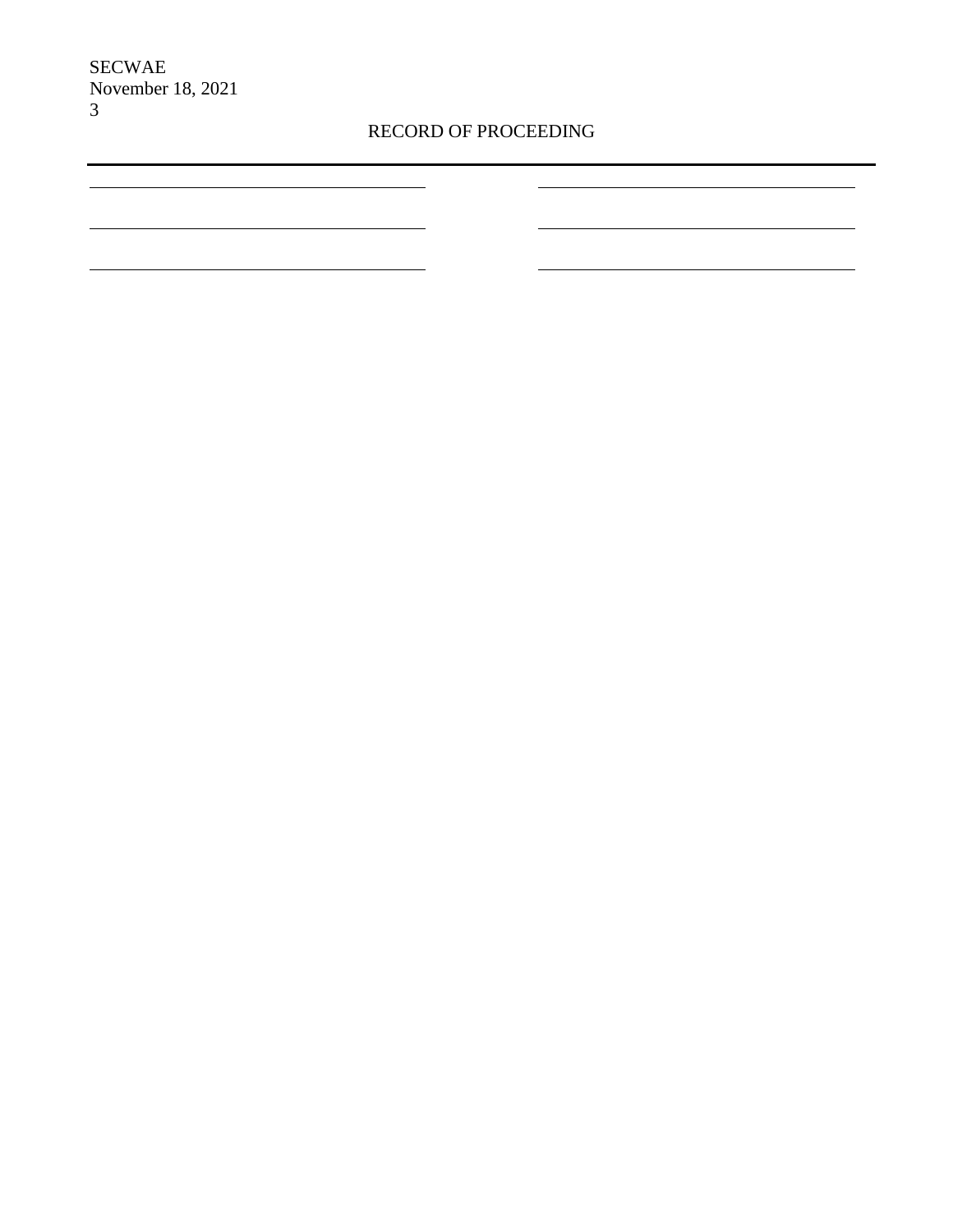RECORD OF PROCEEDING

| | |
|---|---|
| \_\_\_\_\_\_\_\_\_\_\_\_\_\_\_\_\_\_\_\_\_\_\_\_\_\_\_\_\_\_ | \_\_\_\_\_\_\_\_\_\_\_\_\_\_\_\_\_\_\_\_\_\_\_\_\_\_\_\_\_\_ |
| \_\_\_\_\_\_\_\_\_\_\_\_\_\_\_\_\_\_\_\_\_\_\_\_\_\_\_\_\_\_ | \_\_\_\_\_\_\_\_\_\_\_\_\_\_\_\_\_\_\_\_\_\_\_\_\_\_\_\_\_\_ |
| \_\_\_\_\_\_\_\_\_\_\_\_\_\_\_\_\_\_\_\_\_\_\_\_\_\_\_\_\_\_ | \_\_\_\_\_\_\_\_\_\_\_\_\_\_\_\_\_\_\_\_\_\_\_\_\_\_\_\_\_\_ |